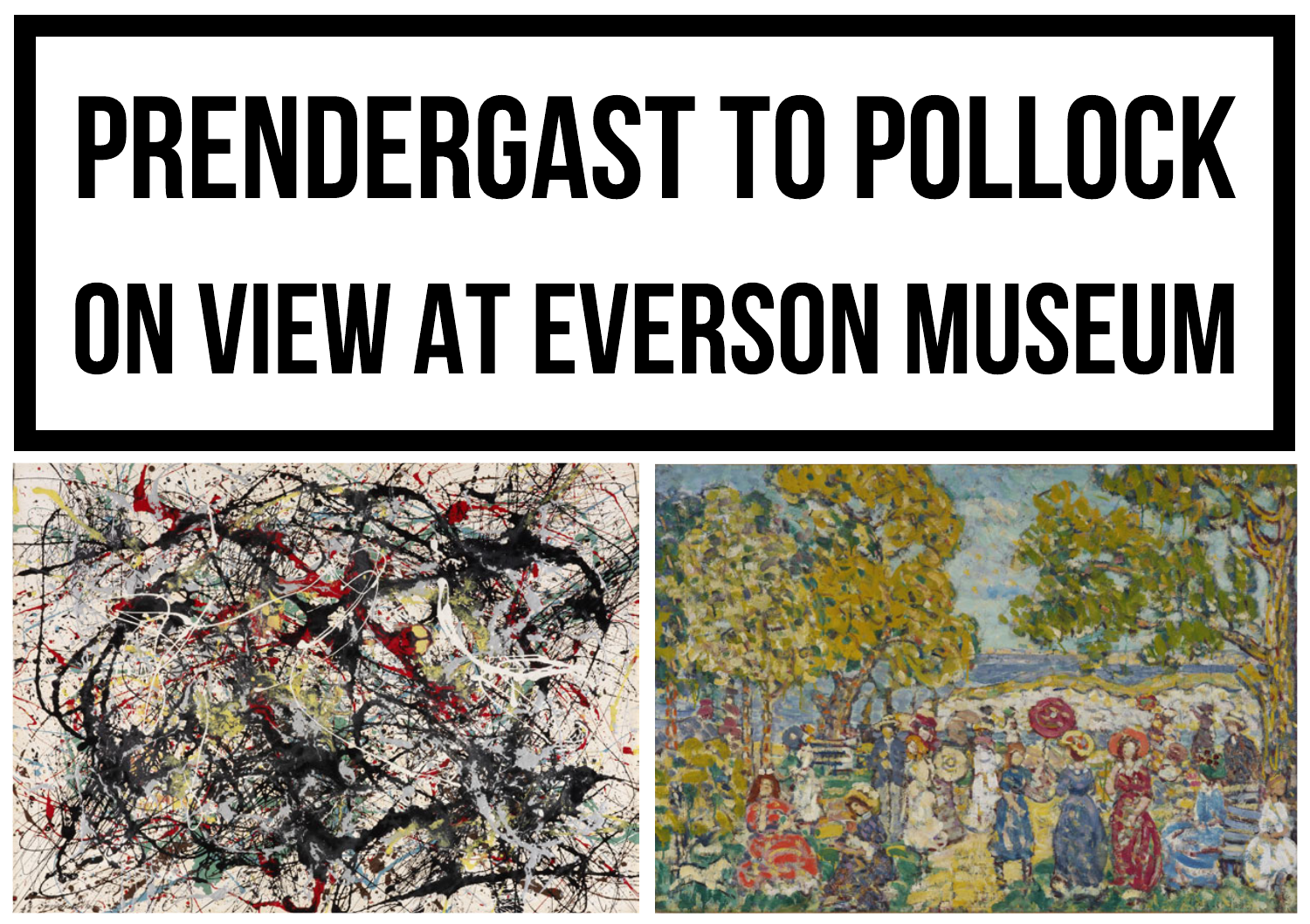# PRENDERGAST TO POLLOCK ON VIEW AT EVERSON MUSEUM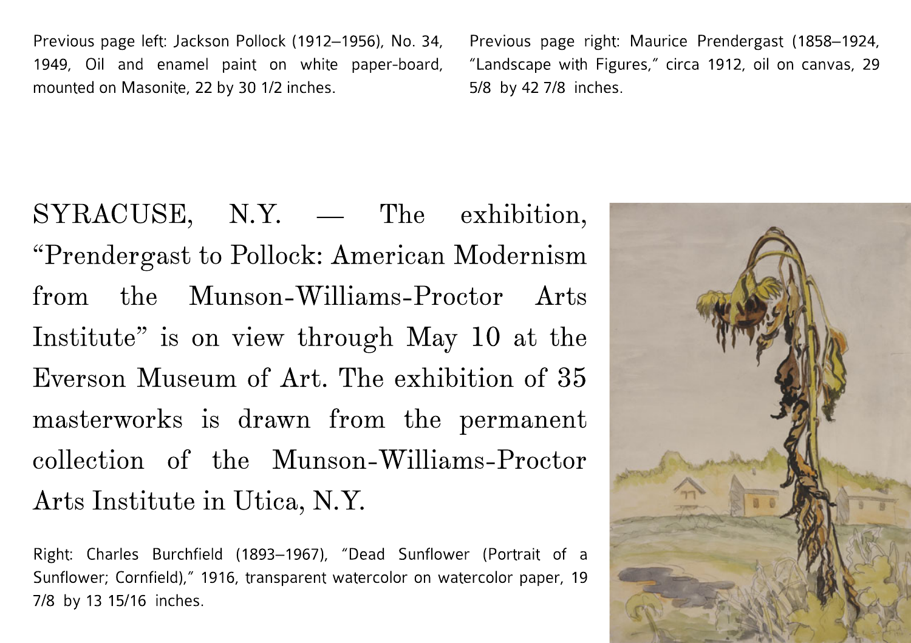Previous page left: Jackson Pollock (1912–1956), No. 34, 1949, Oil and enamel paint on white paper-board, mounted on Masonite, 22 by 30 1/2 inches.

Previous page right: Maurice Prendergast (1858–1924, "Landscape with Figures," circa 1912, oil on canvas, 29 5/8 by 42 7/8 inches.

SYRACUSE, N.Y. — The exhibition, "Prendergast to Pollock: American Modernism from the Munson-Williams-Proctor Arts Institute" is on view through May 10 at the Everson Museum of Art. The exhibition of 35 masterworks is drawn from the permanent collection of the Munson-Williams-Proctor Arts Institute in Utica, N.Y.

Right: Charles Burchfield (1893–1967), "Dead Sunflower (Portrait of a Sunflower; Cornfield)," 1916, transparent watercolor on watercolor paper, 19 7/8 by 13 15/16 inches.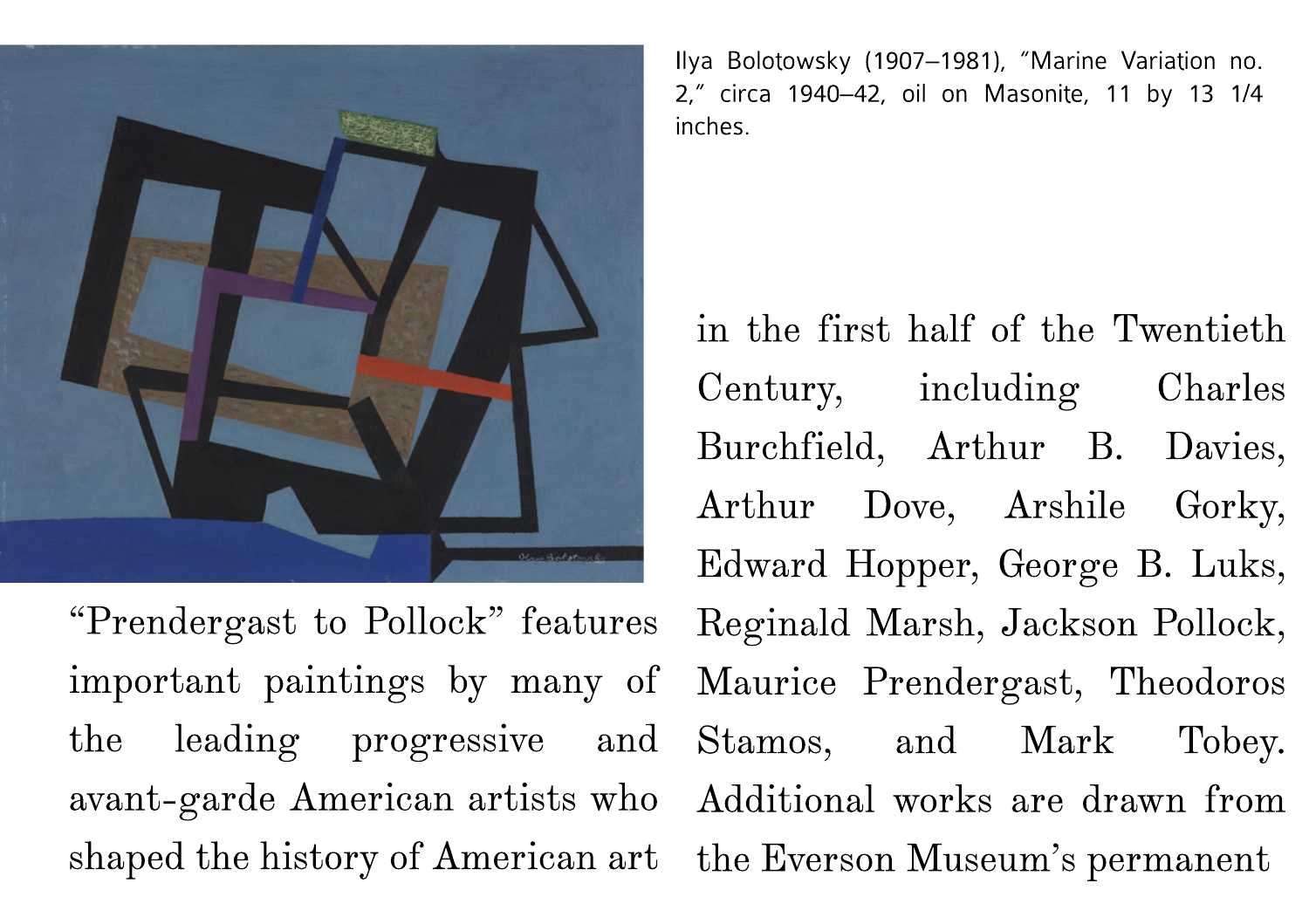Ilya Bolotowsky (1907–1981), "Marine Variation no. 2," circa 1940–42, oil on Masonite, 11 by 13 1/4 inches.

"Prendergast to Pollock" features important paintings by many of the leading progressive and avant-garde American artists who shaped the history of American art in the first half of the Twentieth Century, including Charles Burchfield, Arthur B. Davies, Arthur Dove, Arshile Gorky, Edward Hopper, George B. Luks, Reginald Marsh, Jackson Pollock, Maurice Prendergast, Theodoros Stamos, and Mark Tobey. Additional works are drawn from the Everson Museum's permanent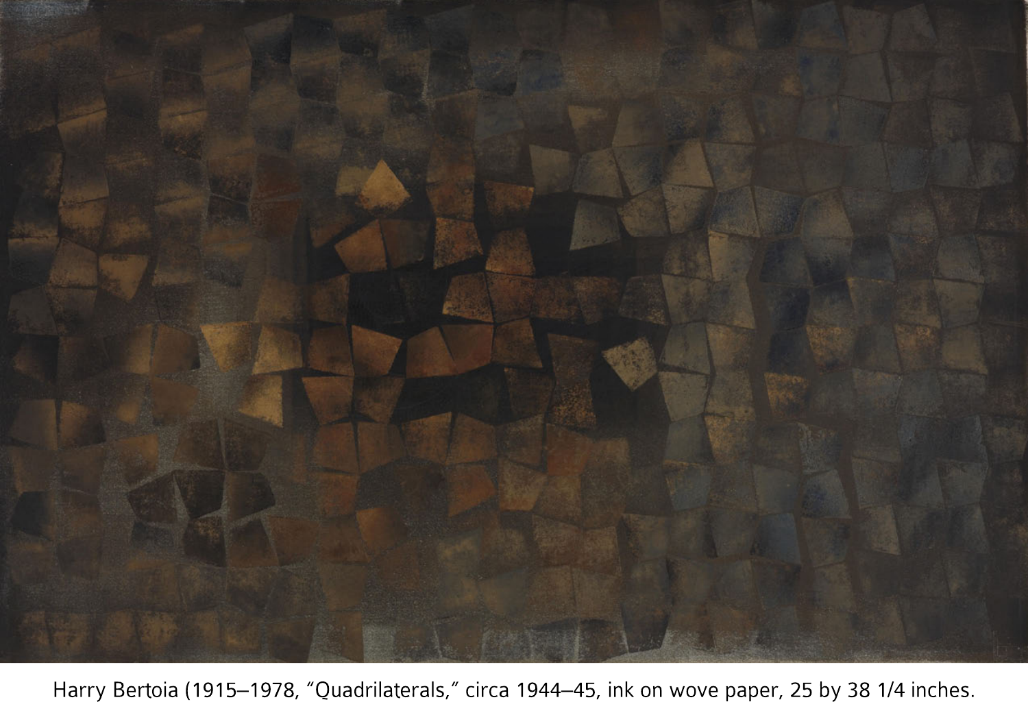Harry Bertoia (1915–1978, “Quadrilaterals,” circa 1944–45, ink on wove paper, 25 by 38 1/4 inches.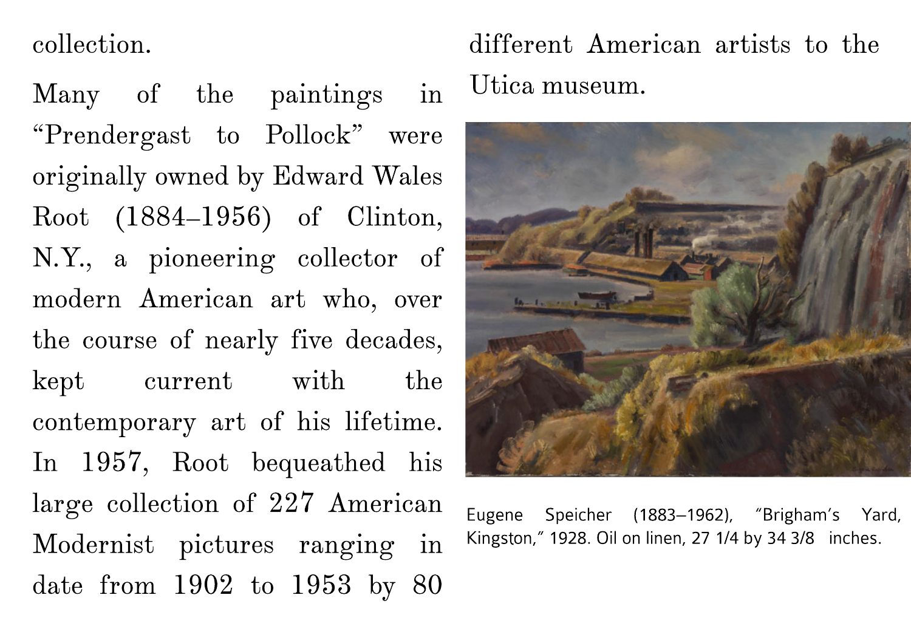collection.

Many of the paintings in "Prendergast to Pollock" were originally owned by Edward Wales Root (1884–1956) of Clinton, N.Y., a pioneering collector of modern American art who, over the course of nearly five decades, kept current with the contemporary art of his lifetime. In 1957, Root bequeathed his large collection of 227 American Modernist pictures ranging in date from 1902 to 1953 by 80 different American artists to the Utica museum.

Eugene Speicher (1883–1962), "Brigham's Yard, Kingston," 1928. Oil on linen, 27 1/4 by 34 3/8 inches.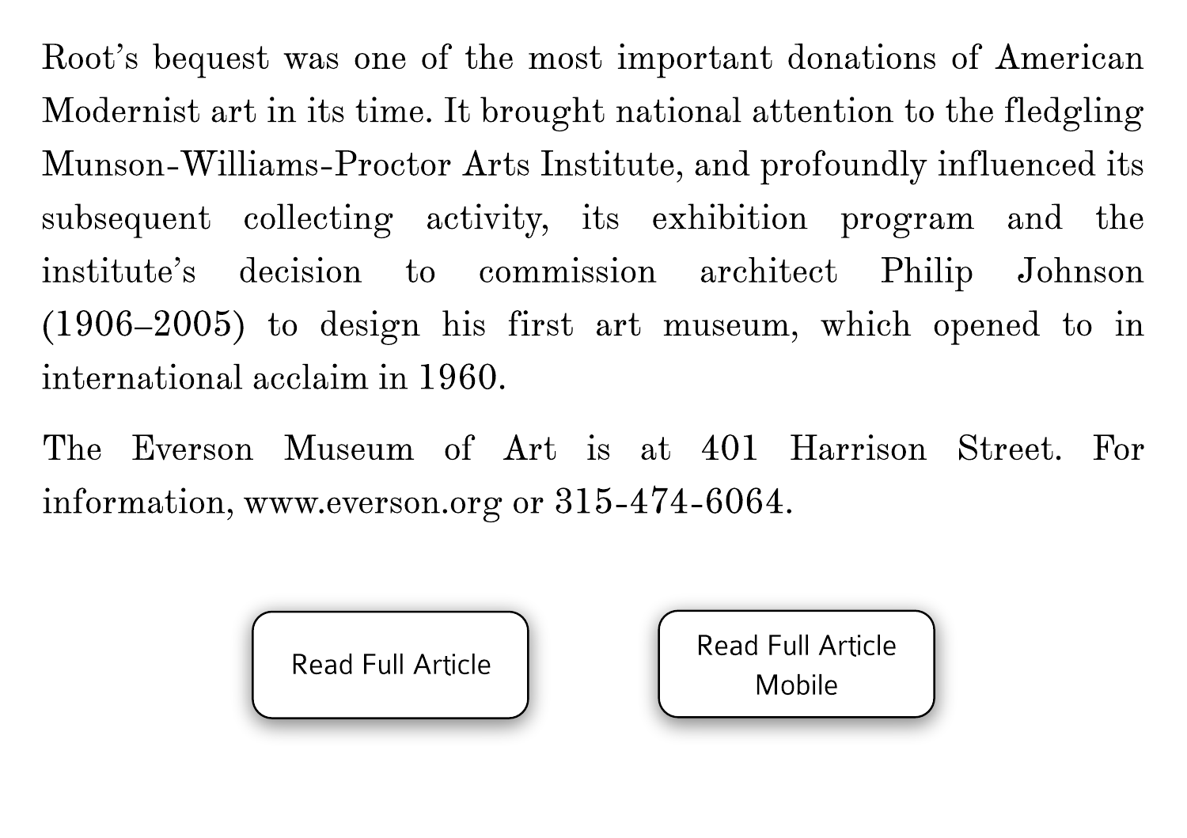Root's bequest was one of the most important donations of American Modernist art in its time. It brought national attention to the fledgling Munson-Williams-Proctor Arts Institute, and profoundly influenced its subsequent collecting activity, its exhibition program and the institute's decision to commission architect Philip Johnson (1906–2005) to design his first art museum, which opened to in international acclaim in 1960.

The Everson Museum of Art is at 401 Harrison Street. For information, www.everson.org or 315-474-6064.

Read Full Article

Read Full Article Mobile